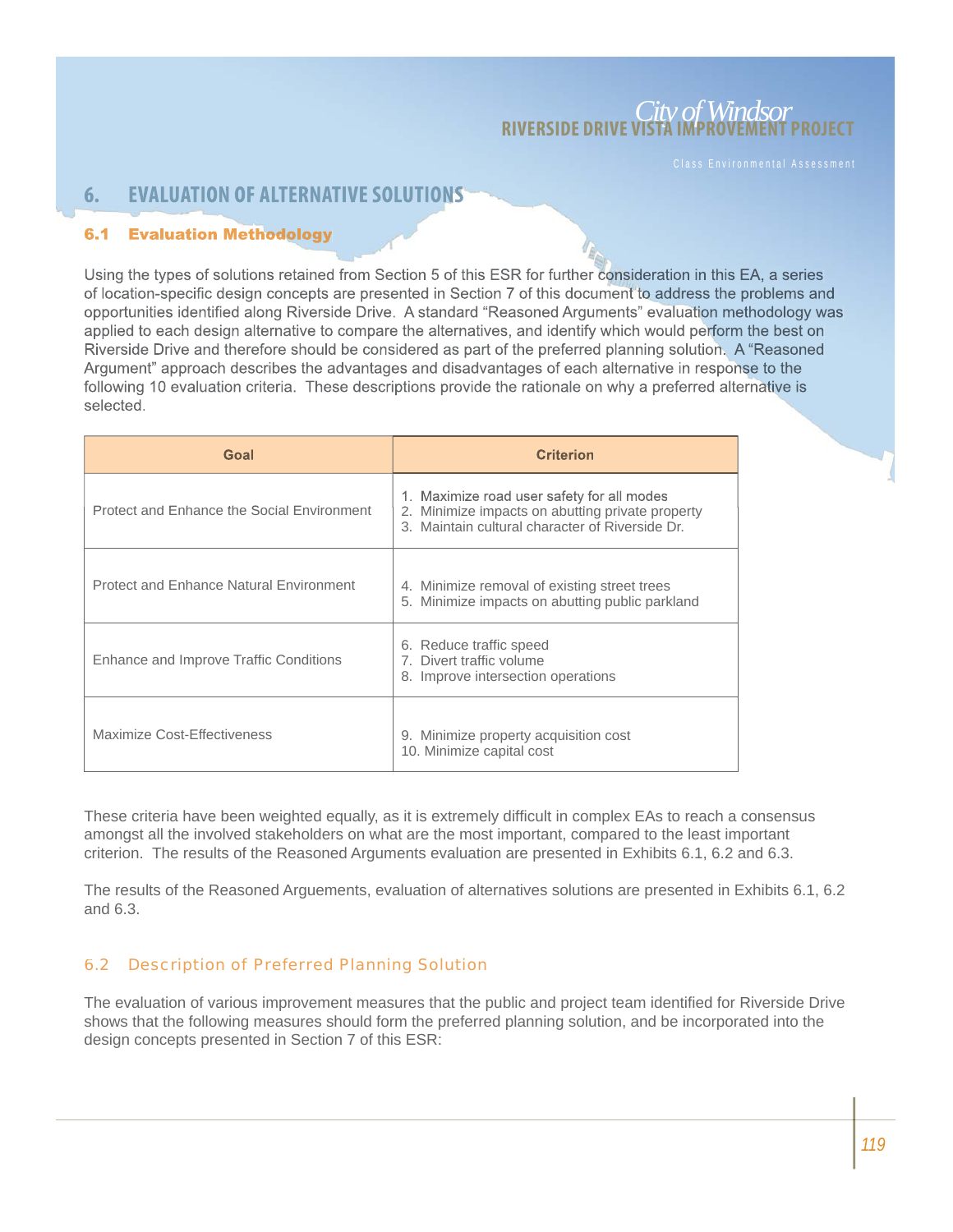# 6. EVALUATION OF ALTERNATIVE SOLUTIONS

## 6.1 Evaluation Methodology

Using the types of solutions retained from Section 5 of this ESR for further consideration in this EA, a series of location-specific design concepts are presented in Section 7 of this document to address the problems and opportunities identified along Riverside Drive. A standard "Reasoned Arguments" evaluation methodology was applied to each design alternative to compare the alternatives, and identify which would perform the best on Riverside Drive and therefore should be considered as part of the preferred planning solution. A "Reasoned Argument" approach describes the advantages and disadvantages of each alternative in response to the following 10 evaluation criteria. These descriptions provide the rationale on why a preferred alternative is selected.

| Goal | Criterion |
| --- | --- |
| Protect and Enhance the Social Environment | 1. Maximize road user safety for all modes<br>2. Minimize impacts on abutting private property<br>3. Maintain cultural character of Riverside Dr. |
| Protect and Enhance Natural Environment | 4. Minimize removal of existing street trees<br>5. Minimize impacts on abutting public parkland |
| Enhance and Improve Traffic Conditions | 6. Reduce traffic speed<br>7. Divert traffic volume<br>8. Improve intersection operations |
| Maximize Cost-Effectiveness | 9. Minimize property acquisition cost<br>10. Minimize capital cost |

These criteria have been weighted equally, as it is extremely difficult in complex EAs to reach a consensus amongst all the involved stakeholders on what are the most important, compared to the least important criterion. The results of the Reasoned Arguments evaluation are presented in Exhibits 6.1, 6.2 and 6.3.

The results of the Reasoned Arguements, evaluation of alternatives solutions are presented in Exhibits 6.1, 6.2 and 6.3.

## 6.2 Description of Preferred Planning Solution

The evaluation of various improvement measures that the public and project team identified for Riverside Drive shows that the following measures should form the preferred planning solution, and be incorporated into the design concepts presented in Section 7 of this ESR: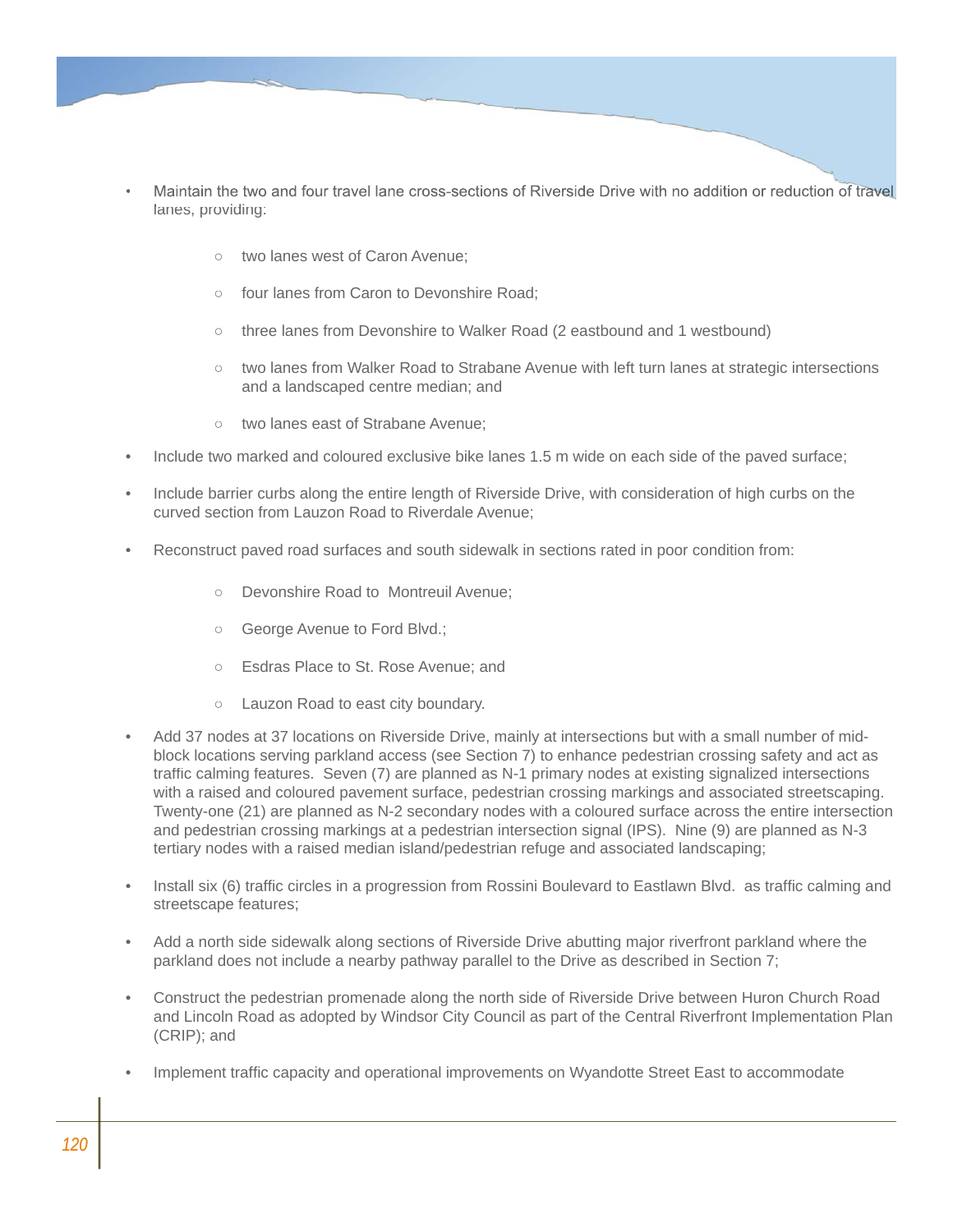- Maintain the two and four travel lane cross-sections of Riverside Drive with no addition or reduction of travel lanes, providing:
  - two lanes west of Caron Avenue;
  - four lanes from Caron to Devonshire Road;
  - three lanes from Devonshire to Walker Road (2 eastbound and 1 westbound)
  - two lanes from Walker Road to Strabane Avenue with left turn lanes at strategic intersections and a landscaped centre median; and
  - two lanes east of Strabane Avenue;
- Include two marked and coloured exclusive bike lanes 1.5 m wide on each side of the paved surface;
- Include barrier curbs along the entire length of Riverside Drive, with consideration of high curbs on the curved section from Lauzon Road to Riverdale Avenue;
- Reconstruct paved road surfaces and south sidewalk in sections rated in poor condition from:
  - Devonshire Road to Montreuil Avenue;
  - George Avenue to Ford Blvd.;
  - Esdras Place to St. Rose Avenue; and
  - Lauzon Road to east city boundary.
- Add 37 nodes at 37 locations on Riverside Drive, mainly at intersections but with a small number of mid-block locations serving parkland access (see Section 7) to enhance pedestrian crossing safety and act as traffic calming features. Seven (7) are planned as N-1 primary nodes at existing signalized intersections with a raised and coloured pavement surface, pedestrian crossing markings and associated streetscaping. Twenty-one (21) are planned as N-2 secondary nodes with a coloured surface across the entire intersection and pedestrian crossing markings at a pedestrian intersection signal (IPS). Nine (9) are planned as N-3 tertiary nodes with a raised median island/pedestrian refuge and associated landscaping;
- Install six (6) traffic circles in a progression from Rossini Boulevard to Eastlawn Blvd. as traffic calming and streetscape features;
- Add a north side sidewalk along sections of Riverside Drive abutting major riverfront parkland where the parkland does not include a nearby pathway parallel to the Drive as described in Section 7;
- Construct the pedestrian promenade along the north side of Riverside Drive between Huron Church Road and Lincoln Road as adopted by Windsor City Council as part of the Central Riverfront Implementation Plan (CRIP); and
- Implement traffic capacity and operational improvements on Wyandotte Street East to accommodate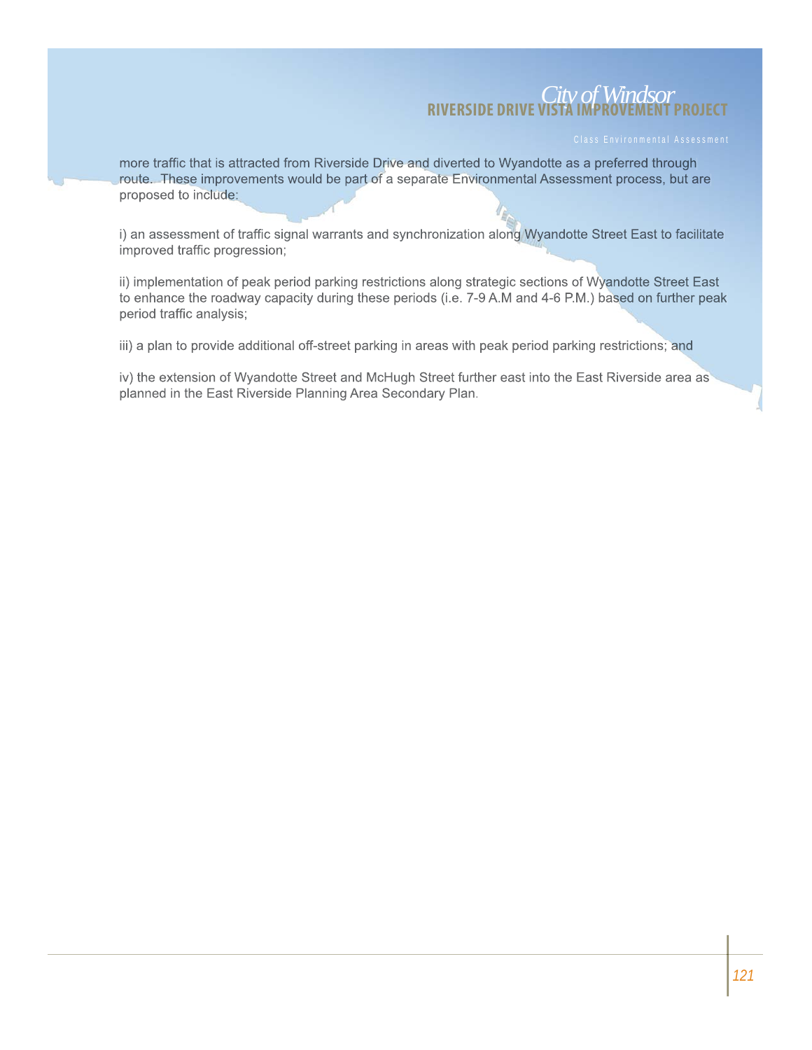more traffic that is attracted from Riverside Drive and diverted to Wyandotte as a preferred through route. These improvements would be part of a separate Environmental Assessment process, but are proposed to include:

i) an assessment of traffic signal warrants and synchronization along Wyandotte Street East to facilitate improved traffic progression;

ii) implementation of peak period parking restrictions along strategic sections of Wyandotte Street East to enhance the roadway capacity during these periods (i.e. 7-9 A.M and 4-6 P.M.) based on further peak period traffic analysis;

iii) a plan to provide additional off-street parking in areas with peak period parking restrictions; and

iv) the extension of Wyandotte Street and McHugh Street further east into the East Riverside area as planned in the East Riverside Planning Area Secondary Plan.